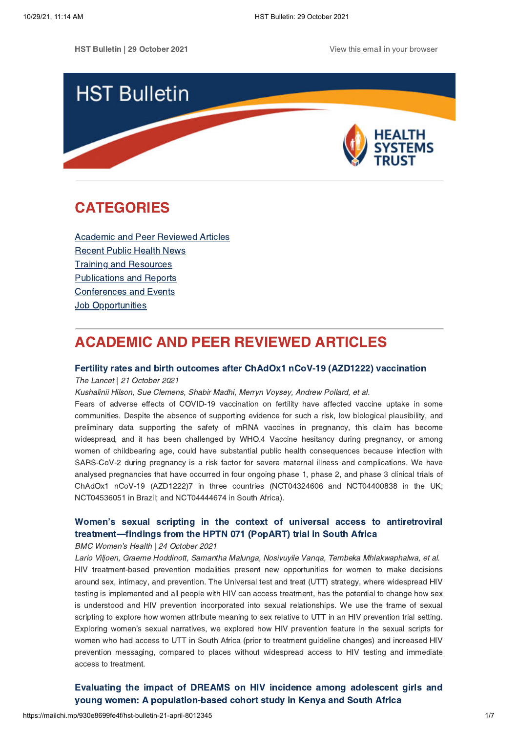HST Bulletin | 29 October 2021

View this email in your browser

# HST Bulletin

HEALTH SYSTEMS TRUST

## CATEGORIES

Academic and Peer Reviewed Articles
Recent Public Health News
Training and Resources
Publications and Reports
Conferences and Events
Job Opportunities

## ACADEMIC AND PEER REVIEWED ARTICLES

### Fertility rates and birth outcomes after ChAdOx1 nCoV-19 (AZD1222) vaccination

*The Lancet | 21 October 2021*

*Kushalinii Hilson, Sue Clemens, Shabir Madhi, Merryn Voysey, Andrew Pollard, et al.*

Fears of adverse effects of COVID-19 vaccination on fertility have affected vaccine uptake in some communities. Despite the absence of supporting evidence for such a risk, low biological plausibility, and preliminary data supporting the safety of mRNA vaccines in pregnancy, this claim has become widespread, and it has been challenged by WHO.4 Vaccine hesitancy during pregnancy, or among women of childbearing age, could have substantial public health consequences because infection with SARS-CoV-2 during pregnancy is a risk factor for severe maternal illness and complications. We have analysed pregnancies that have occurred in four ongoing phase 1, phase 2, and phase 3 clinical trials of ChAdOx1 nCoV-19 (AZD1222)7 in three countries (NCT04324606 and NCT04400838 in the UK; NCT04536051 in Brazil; and NCT04444674 in South Africa).

### Women's sexual scripting in the context of universal access to antiretroviral treatment—findings from the HPTN 071 (PopART) trial in South Africa

*BMC Women's Health | 24 October 2021*

*Lario Viljoen, Graeme Hoddinott, Samantha Malunga, Nosivuyile Vanqa, Tembeka Mhlakwaphalwa, et al.*

HIV treatment-based prevention modalities present new opportunities for women to make decisions around sex, intimacy, and prevention. The Universal test and treat (UTT) strategy, where widespread HIV testing is implemented and all people with HIV can access treatment, has the potential to change how sex is understood and HIV prevention incorporated into sexual relationships. We use the frame of sexual scripting to explore how women attribute meaning to sex relative to UTT in an HIV prevention trial setting. Exploring women's sexual narratives, we explored how HIV prevention feature in the sexual scripts for women who had access to UTT in South Africa (prior to treatment guideline changes) and increased HIV prevention messaging, compared to places without widespread access to HIV testing and immediate access to treatment.

### Evaluating the impact of DREAMS on HIV incidence among adolescent girls and young women: A population-based cohort study in Kenya and South Africa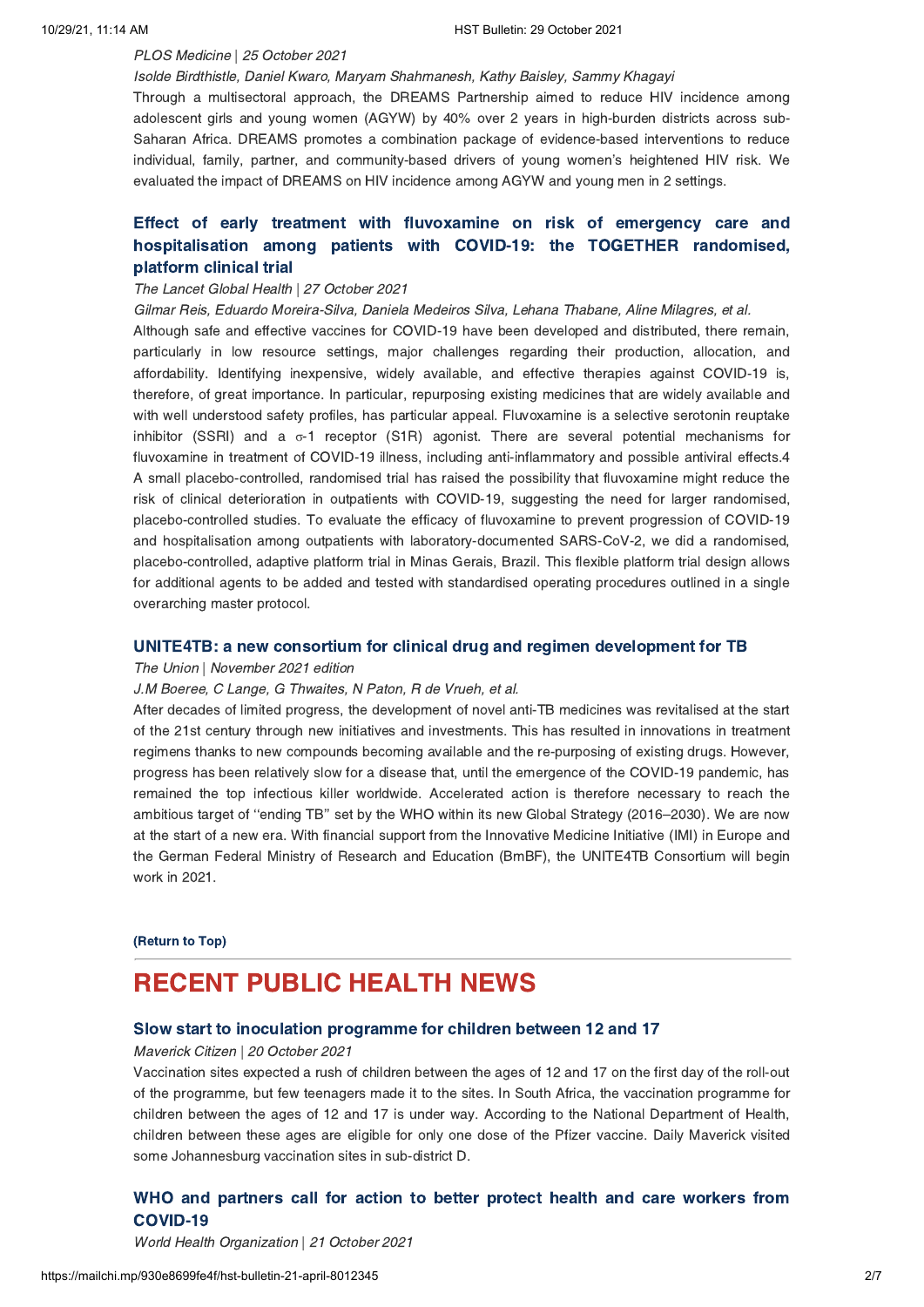*PLOS Medicine | 25 October 2021*

*Isolde Birdthistle, Daniel Kwaro, Maryam Shahmanesh, Kathy Baisley, Sammy Khagayi*

Through a multisectoral approach, the DREAMS Partnership aimed to reduce HIV incidence among adolescent girls and young women (AGYW) by 40% over 2 years in high-burden districts across sub-Saharan Africa. DREAMS promotes a combination package of evidence-based interventions to reduce individual, family, partner, and community-based drivers of young women's heightened HIV risk. We evaluated the impact of DREAMS on HIV incidence among AGYW and young men in 2 settings.

### Effect of early treatment with fluvoxamine on risk of emergency care and hospitalisation among patients with COVID-19: the TOGETHER randomised, platform clinical trial

*The Lancet Global Health | 27 October 2021*

*Gilmar Reis, Eduardo Moreira-Silva, Daniela Medeiros Silva, Lehana Thabane, Aline Milagres, et al.*

Although safe and effective vaccines for COVID-19 have been developed and distributed, there remain, particularly in low resource settings, major challenges regarding their production, allocation, and affordability. Identifying inexpensive, widely available, and effective therapies against COVID-19 is, therefore, of great importance. In particular, repurposing existing medicines that are widely available and with well understood safety profiles, has particular appeal. Fluvoxamine is a selective serotonin reuptake inhibitor (SSRI) and a σ-1 receptor (S1R) agonist. There are several potential mechanisms for fluvoxamine in treatment of COVID-19 illness, including anti-inflammatory and possible antiviral effects.4 A small placebo-controlled, randomised trial has raised the possibility that fluvoxamine might reduce the risk of clinical deterioration in outpatients with COVID-19, suggesting the need for larger randomised, placebo-controlled studies. To evaluate the efficacy of fluvoxamine to prevent progression of COVID-19 and hospitalisation among outpatients with laboratory-documented SARS-CoV-2, we did a randomised, placebo-controlled, adaptive platform trial in Minas Gerais, Brazil. This flexible platform trial design allows for additional agents to be added and tested with standardised operating procedures outlined in a single overarching master protocol.

### UNITE4TB: a new consortium for clinical drug and regimen development for TB

*The Union | November 2021 edition*

*J.M Boeree, C Lange, G Thwaites, N Paton, R de Vrueh, et al.*

After decades of limited progress, the development of novel anti-TB medicines was revitalised at the start of the 21st century through new initiatives and investments. This has resulted in innovations in treatment regimens thanks to new compounds becoming available and the re-purposing of existing drugs. However, progress has been relatively slow for a disease that, until the emergence of the COVID-19 pandemic, has remained the top infectious killer worldwide. Accelerated action is therefore necessary to reach the ambitious target of "ending TB" set by the WHO within its new Global Strategy (2016–2030). We are now at the start of a new era. With financial support from the Innovative Medicine Initiative (IMI) in Europe and the German Federal Ministry of Research and Education (BmBF), the UNITE4TB Consortium will begin work in 2021.

**(Return to Top)**

---

## RECENT PUBLIC HEALTH NEWS

### Slow start to inoculation programme for children between 12 and 17

*Maverick Citizen | 20 October 2021*

Vaccination sites expected a rush of children between the ages of 12 and 17 on the first day of the roll-out of the programme, but few teenagers made it to the sites. In South Africa, the vaccination programme for children between the ages of 12 and 17 is under way. According to the National Department of Health, children between these ages are eligible for only one dose of the Pfizer vaccine. Daily Maverick visited some Johannesburg vaccination sites in sub-district D.

### WHO and partners call for action to better protect health and care workers from COVID-19

*World Health Organization | 21 October 2021*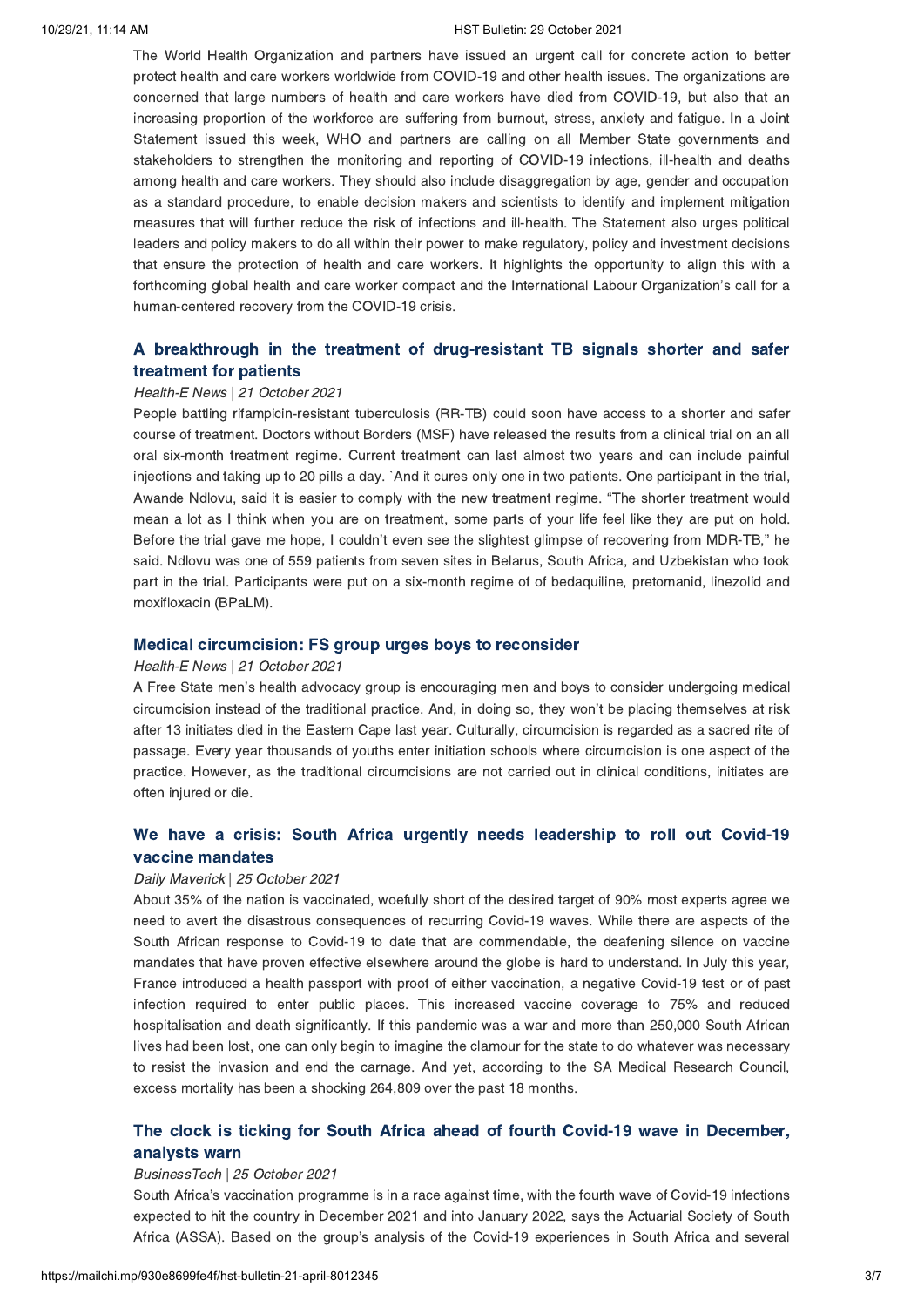The World Health Organization and partners have issued an urgent call for concrete action to better protect health and care workers worldwide from COVID-19 and other health issues. The organizations are concerned that large numbers of health and care workers have died from COVID-19, but also that an increasing proportion of the workforce are suffering from burnout, stress, anxiety and fatigue. In a Joint Statement issued this week, WHO and partners are calling on all Member State governments and stakeholders to strengthen the monitoring and reporting of COVID-19 infections, ill-health and deaths among health and care workers. They should also include disaggregation by age, gender and occupation as a standard procedure, to enable decision makers and scientists to identify and implement mitigation measures that will further reduce the risk of infections and ill-health. The Statement also urges political leaders and policy makers to do all within their power to make regulatory, policy and investment decisions that ensure the protection of health and care workers. It highlights the opportunity to align this with a forthcoming global health and care worker compact and the International Labour Organization's call for a human-centered recovery from the COVID-19 crisis.

## A breakthrough in the treatment of drug-resistant TB signals shorter and safer treatment for patients

*Health-E News | 21 October 2021*

People battling rifampicin-resistant tuberculosis (RR-TB) could soon have access to a shorter and safer course of treatment. Doctors without Borders (MSF) have released the results from a clinical trial on an all oral six-month treatment regime. Current treatment can last almost two years and can include painful injections and taking up to 20 pills a day. `And it cures only one in two patients. One participant in the trial, Awande Ndlovu, said it is easier to comply with the new treatment regime. "The shorter treatment would mean a lot as I think when you are on treatment, some parts of your life feel like they are put on hold. Before the trial gave me hope, I couldn't even see the slightest glimpse of recovering from MDR-TB," he said. Ndlovu was one of 559 patients from seven sites in Belarus, South Africa, and Uzbekistan who took part in the trial. Participants were put on a six-month regime of of bedaquiline, pretomanid, linezolid and moxifloxacin (BPaLM).

## Medical circumcision: FS group urges boys to reconsider

*Health-E News | 21 October 2021*

A Free State men's health advocacy group is encouraging men and boys to consider undergoing medical circumcision instead of the traditional practice. And, in doing so, they won't be placing themselves at risk after 13 initiates died in the Eastern Cape last year. Culturally, circumcision is regarded as a sacred rite of passage. Every year thousands of youths enter initiation schools where circumcision is one aspect of the practice. However, as the traditional circumcisions are not carried out in clinical conditions, initiates are often injured or die.

## We have a crisis: South Africa urgently needs leadership to roll out Covid-19 vaccine mandates

*Daily Maverick | 25 October 2021*

About 35% of the nation is vaccinated, woefully short of the desired target of 90% most experts agree we need to avert the disastrous consequences of recurring Covid-19 waves. While there are aspects of the South African response to Covid-19 to date that are commendable, the deafening silence on vaccine mandates that have proven effective elsewhere around the globe is hard to understand. In July this year, France introduced a health passport with proof of either vaccination, a negative Covid-19 test or of past infection required to enter public places. This increased vaccine coverage to 75% and reduced hospitalisation and death significantly. If this pandemic was a war and more than 250,000 South African lives had been lost, one can only begin to imagine the clamour for the state to do whatever was necessary to resist the invasion and end the carnage. And yet, according to the SA Medical Research Council, excess mortality has been a shocking 264,809 over the past 18 months.

## The clock is ticking for South Africa ahead of fourth Covid-19 wave in December, analysts warn

*BusinessTech | 25 October 2021*

South Africa's vaccination programme is in a race against time, with the fourth wave of Covid-19 infections expected to hit the country in December 2021 and into January 2022, says the Actuarial Society of South Africa (ASSA). Based on the group's analysis of the Covid-19 experiences in South Africa and several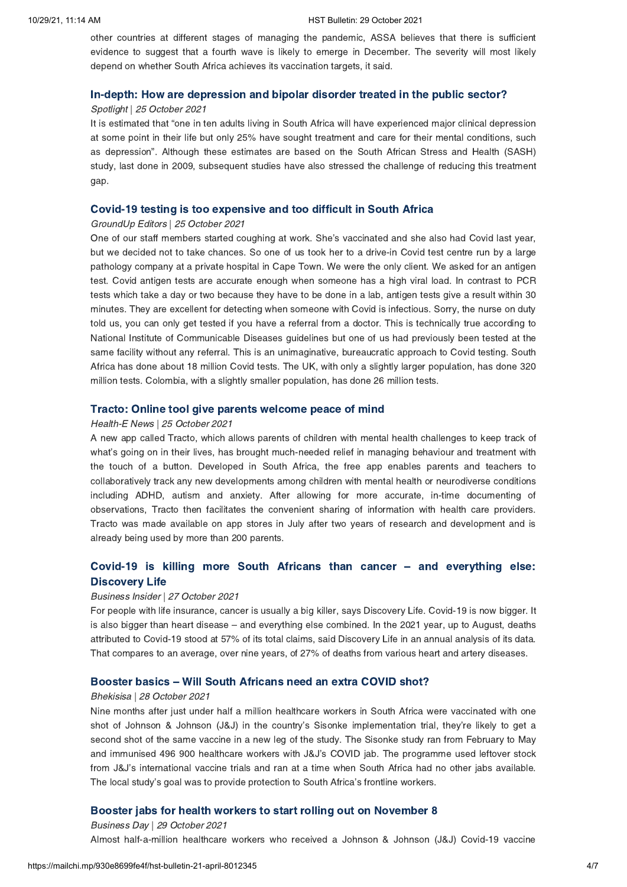other countries at different stages of managing the pandemic, ASSA believes that there is sufficient evidence to suggest that a fourth wave is likely to emerge in December. The severity will most likely depend on whether South Africa achieves its vaccination targets, it said.

### In-depth: How are depression and bipolar disorder treated in the public sector?

*Spotlight | 25 October 2021*

It is estimated that "one in ten adults living in South Africa will have experienced major clinical depression at some point in their life but only 25% have sought treatment and care for their mental conditions, such as depression". Although these estimates are based on the South African Stress and Health (SASH) study, last done in 2009, subsequent studies have also stressed the challenge of reducing this treatment gap.

### Covid-19 testing is too expensive and too difficult in South Africa

*GroundUp Editors | 25 October 2021*

One of our staff members started coughing at work. She's vaccinated and she also had Covid last year, but we decided not to take chances. So one of us took her to a drive-in Covid test centre run by a large pathology company at a private hospital in Cape Town. We were the only client. We asked for an antigen test. Covid antigen tests are accurate enough when someone has a high viral load. In contrast to PCR tests which take a day or two because they have to be done in a lab, antigen tests give a result within 30 minutes. They are excellent for detecting when someone with Covid is infectious. Sorry, the nurse on duty told us, you can only get tested if you have a referral from a doctor. This is technically true according to National Institute of Communicable Diseases guidelines but one of us had previously been tested at the same facility without any referral. This is an unimaginative, bureaucratic approach to Covid testing. South Africa has done about 18 million Covid tests. The UK, with only a slightly larger population, has done 320 million tests. Colombia, with a slightly smaller population, has done 26 million tests.

### Tracto: Online tool give parents welcome peace of mind

*Health-E News | 25 October 2021*

A new app called Tracto, which allows parents of children with mental health challenges to keep track of what's going on in their lives, has brought much-needed relief in managing behaviour and treatment with the touch of a button. Developed in South Africa, the free app enables parents and teachers to collaboratively track any new developments among children with mental health or neurodiverse conditions including ADHD, autism and anxiety. After allowing for more accurate, in-time documenting of observations, Tracto then facilitates the convenient sharing of information with health care providers. Tracto was made available on app stores in July after two years of research and development and is already being used by more than 200 parents.

### Covid-19 is killing more South Africans than cancer – and everything else: Discovery Life

*Business Insider | 27 October 2021*

For people with life insurance, cancer is usually a big killer, says Discovery Life. Covid-19 is now bigger. It is also bigger than heart disease – and everything else combined. In the 2021 year, up to August, deaths attributed to Covid-19 stood at 57% of its total claims, said Discovery Life in an annual analysis of its data. That compares to an average, over nine years, of 27% of deaths from various heart and artery diseases.

### Booster basics – Will South Africans need an extra COVID shot?

*Bhekisisa | 28 October 2021*

Nine months after just under half a million healthcare workers in South Africa were vaccinated with one shot of Johnson & Johnson (J&J) in the country's Sisonke implementation trial, they're likely to get a second shot of the same vaccine in a new leg of the study. The Sisonke study ran from February to May and immunised 496 900 healthcare workers with J&J's COVID jab. The programme used leftover stock from J&J's international vaccine trials and ran at a time when South Africa had no other jabs available. The local study's goal was to provide protection to South Africa's frontline workers.

### Booster jabs for health workers to start rolling out on November 8

*Business Day | 29 October 2021*

Almost half-a-million healthcare workers who received a Johnson & Johnson (J&J) Covid-19 vaccine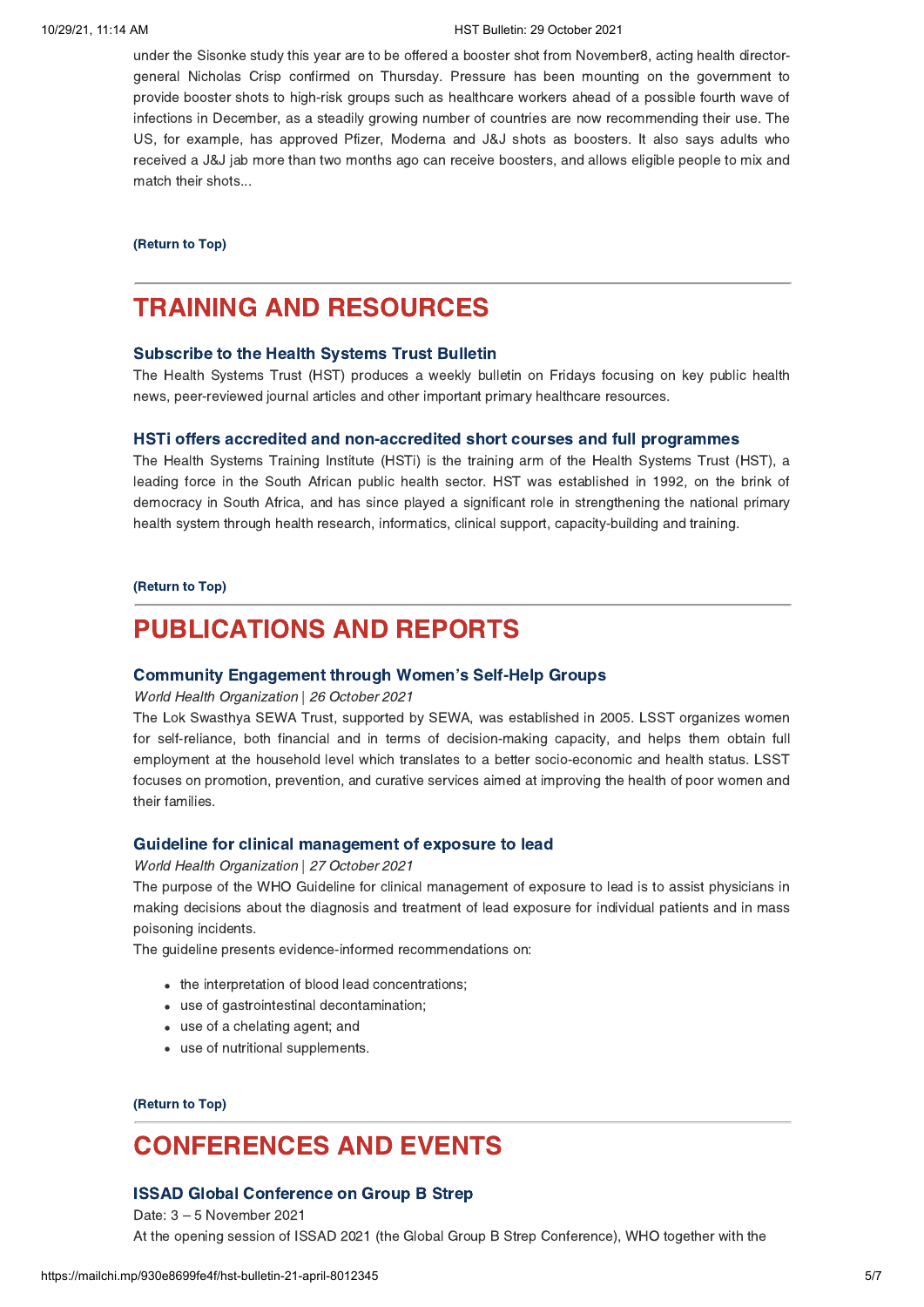under the Sisonke study this year are to be offered a booster shot from November8, acting health director-general Nicholas Crisp confirmed on Thursday. Pressure has been mounting on the government to provide booster shots to high-risk groups such as healthcare workers ahead of a possible fourth wave of infections in December, as a steadily growing number of countries are now recommending their use. The US, for example, has approved Pfizer, Moderna and J&J shots as boosters. It also says adults who received a J&J jab more than two months ago can receive boosters, and allows eligible people to mix and match their shots...

**(Return to Top)**

# TRAINING AND RESOURCES

### Subscribe to the Health Systems Trust Bulletin

The Health Systems Trust (HST) produces a weekly bulletin on Fridays focusing on key public health news, peer-reviewed journal articles and other important primary healthcare resources.

### HSTi offers accredited and non-accredited short courses and full programmes

The Health Systems Training Institute (HSTi) is the training arm of the Health Systems Trust (HST), a leading force in the South African public health sector. HST was established in 1992, on the brink of democracy in South Africa, and has since played a significant role in strengthening the national primary health system through health research, informatics, clinical support, capacity-building and training.

**(Return to Top)**

# PUBLICATIONS AND REPORTS

### Community Engagement through Women's Self-Help Groups

*World Health Organization* | *26 October 2021*

The Lok Swasthya SEWA Trust, supported by SEWA, was established in 2005. LSST organizes women for self-reliance, both financial and in terms of decision-making capacity, and helps them obtain full employment at the household level which translates to a better socio-economic and health status. LSST focuses on promotion, prevention, and curative services aimed at improving the health of poor women and their families.

### Guideline for clinical management of exposure to lead

*World Health Organization* | *27 October 2021*

The purpose of the WHO Guideline for clinical management of exposure to lead is to assist physicians in making decisions about the diagnosis and treatment of lead exposure for individual patients and in mass poisoning incidents.

The guideline presents evidence-informed recommendations on:

- the interpretation of blood lead concentrations;
- use of gastrointestinal decontamination;
- use of a chelating agent; and
- use of nutritional supplements.

**(Return to Top)**

# CONFERENCES AND EVENTS

### ISSAD Global Conference on Group B Strep

Date: 3 – 5 November 2021

At the opening session of ISSAD 2021 (the Global Group B Strep Conference), WHO together with the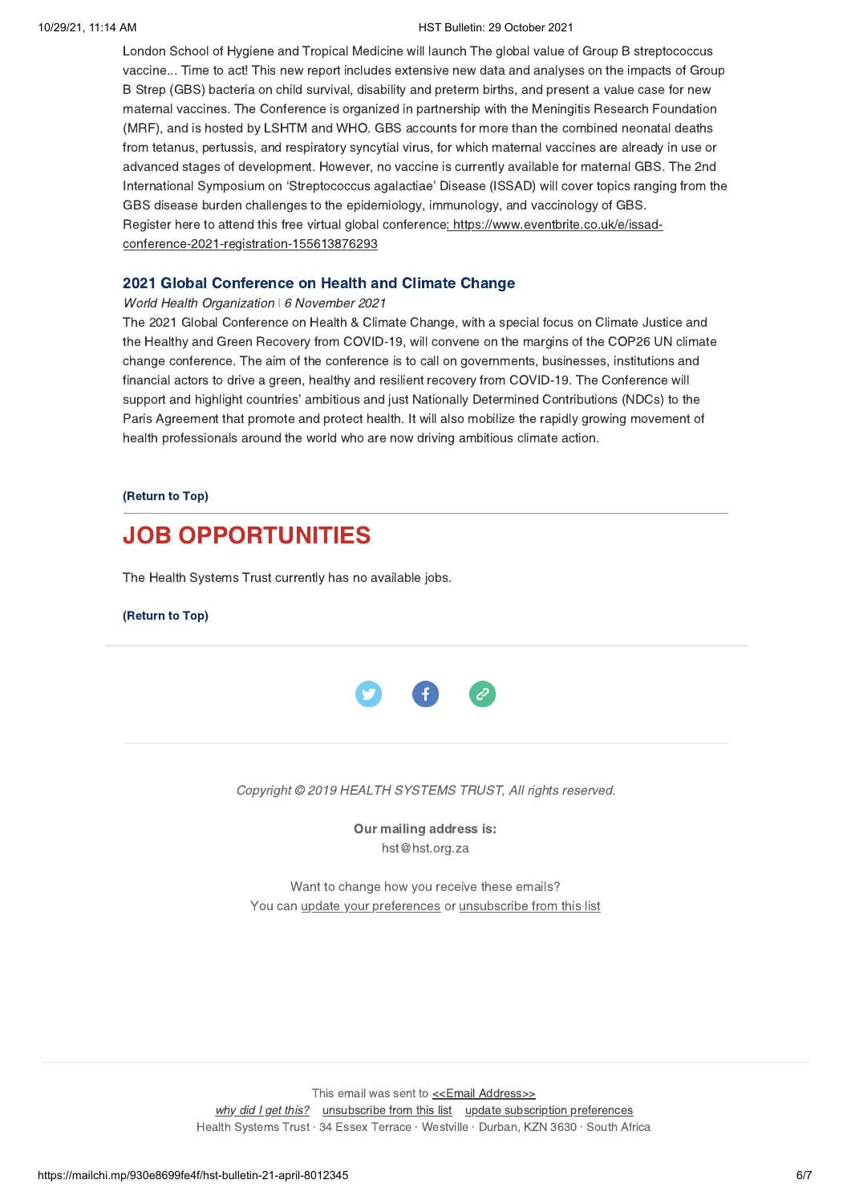London School of Hygiene and Tropical Medicine will launch The global value of Group B streptococcus vaccine... Time to act! This new report includes extensive new data and analyses on the impacts of Group B Strep (GBS) bacteria on child survival, disability and preterm births, and present a value case for new maternal vaccines. The Conference is organized in partnership with the Meningitis Research Foundation (MRF), and is hosted by LSHTM and WHO. GBS accounts for more than the combined neonatal deaths from tetanus, pertussis, and respiratory syncytial virus, for which maternal vaccines are already in use or advanced stages of development. However, no vaccine is currently available for maternal GBS. The 2nd International Symposium on 'Streptococcus agalactiae' Disease (ISSAD) will cover topics ranging from the GBS disease burden challenges to the epidemiology, immunology, and vaccinology of GBS. Register here to attend this free virtual global conference: https://www.eventbrite.co.uk/e/issad-conference-2021-registration-155613876293

### 2021 Global Conference on Health and Climate Change

*World Health Organization* | *6 November 2021*

The 2021 Global Conference on Health & Climate Change, with a special focus on Climate Justice and the Healthy and Green Recovery from COVID-19, will convene on the margins of the COP26 UN climate change conference. The aim of the conference is to call on governments, businesses, institutions and financial actors to drive a green, healthy and resilient recovery from COVID-19. The Conference will support and highlight countries' ambitious and just Nationally Determined Contributions (NDCs) to the Paris Agreement that promote and protect health. It will also mobilize the rapidly growing movement of health professionals around the world who are now driving ambitious climate action.

**(Return to Top)**

## JOB OPPORTUNITIES

The Health Systems Trust currently has no available jobs.

**(Return to Top)**

*Copyright © 2019 HEALTH SYSTEMS TRUST, All rights reserved.*

**Our mailing address is:**
hst@hst.org.za

Want to change how you receive these emails?
You can update your preferences or unsubscribe from this list

This email was sent to <<Email Address>>
*why did I get this?* unsubscribe from this list update subscription preferences
Health Systems Trust · 34 Essex Terrace · Westville · Durban, KZN 3630 · South Africa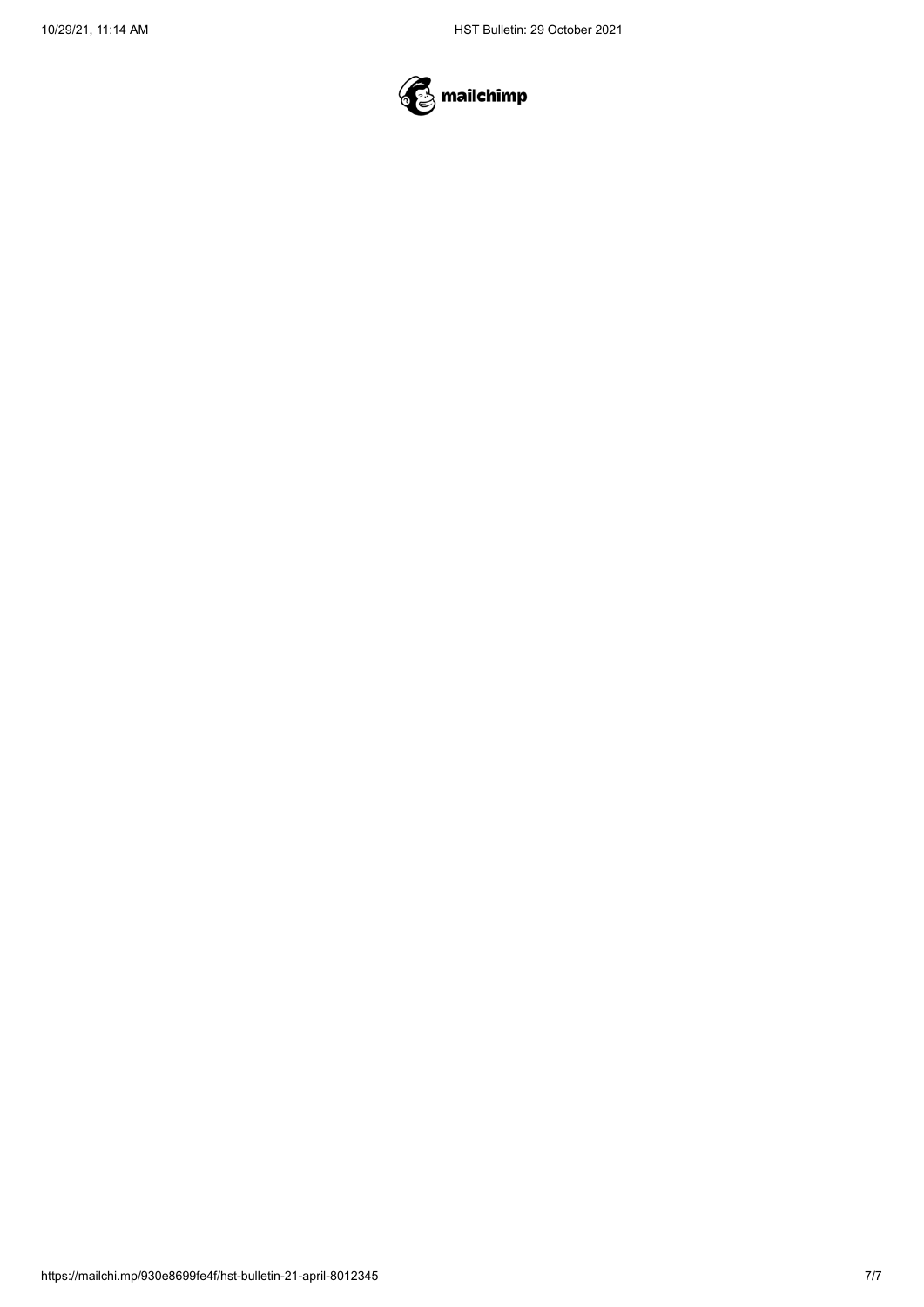mailchimp